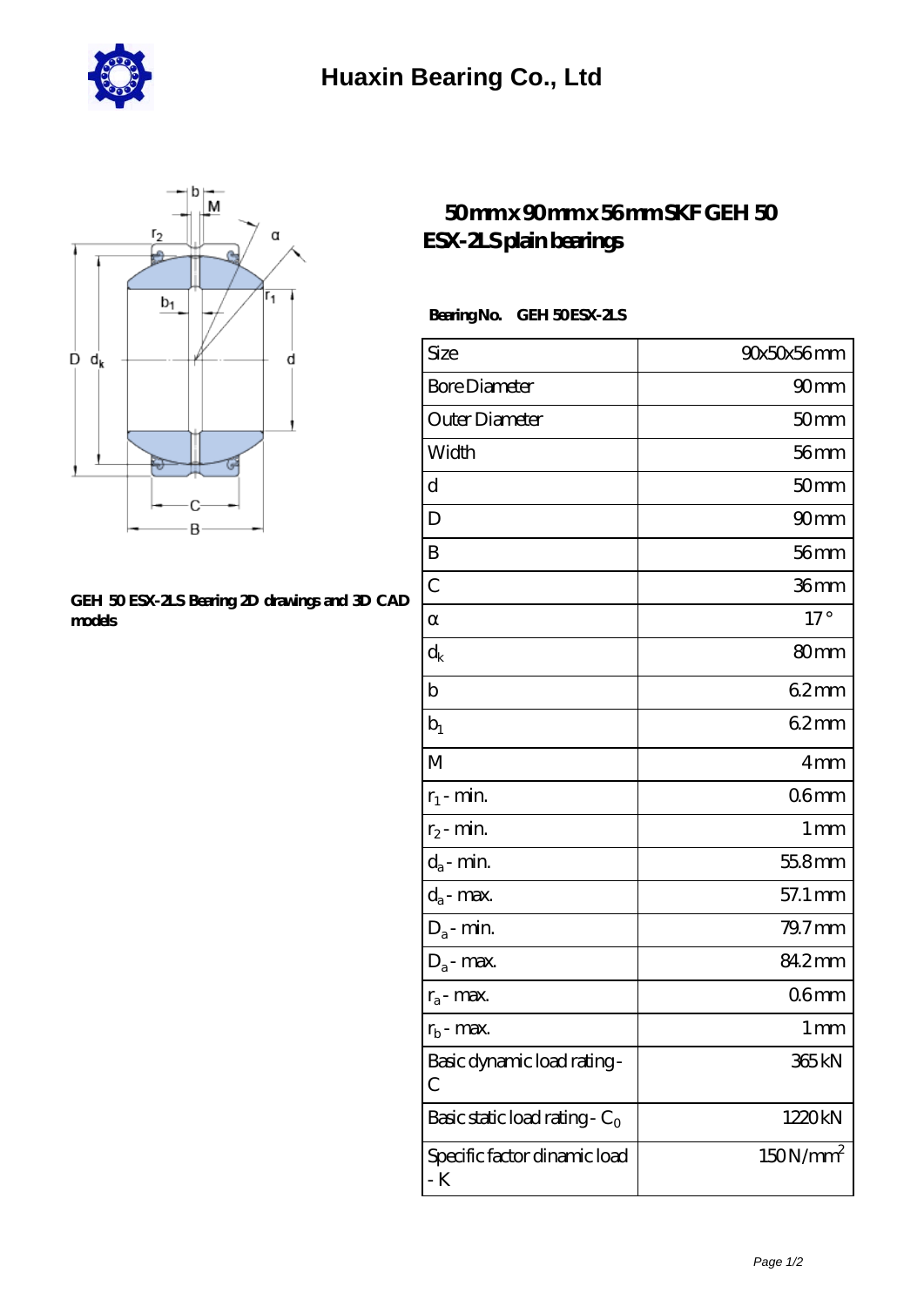# Huaxin Bearing Co., Ltd

## 50mm x 90mm x 56mm SKF GEH 50 ESX-2LS plain bearings

**GEH 50 ESX-2LS Bearing 2D drawings and 3D CAD models**

**Bearing No.** GEH 50 ESX-2LS

| Size | 90x50x56 mm |
|---|---|
| Bore Diameter | 90 mm |
| Outer Diameter | 50 mm |
| Width | 56 mm |
| d | 50 mm |
| D | 90 mm |
| B | 56 mm |
| C | 36 mm |
| α | 17 ° |
| $d_k$ | 80 mm |
| b | 6.2 mm |
| $b_1$ | 6.2 mm |
| M | 4 mm |
| $r_1$ - min. | 0.6 mm |
| $r_2$ - min. | 1 mm |
| $d_a$ - min. | 55.8 mm |
| $d_a$ - max. | 57.1 mm |
| $D_a$ - min. | 79.7 mm |
| $D_a$ - max. | 84.2 mm |
| $r_a$ - max. | 0.6 mm |
| $r_b$ - max. | 1 mm |
| Basic dynamic load rating - C | 365 kN |
| Basic static load rating - $C_0$ | 1220 kN |
| Specific factor dinamic load - K | 150 N/mm$^2$ |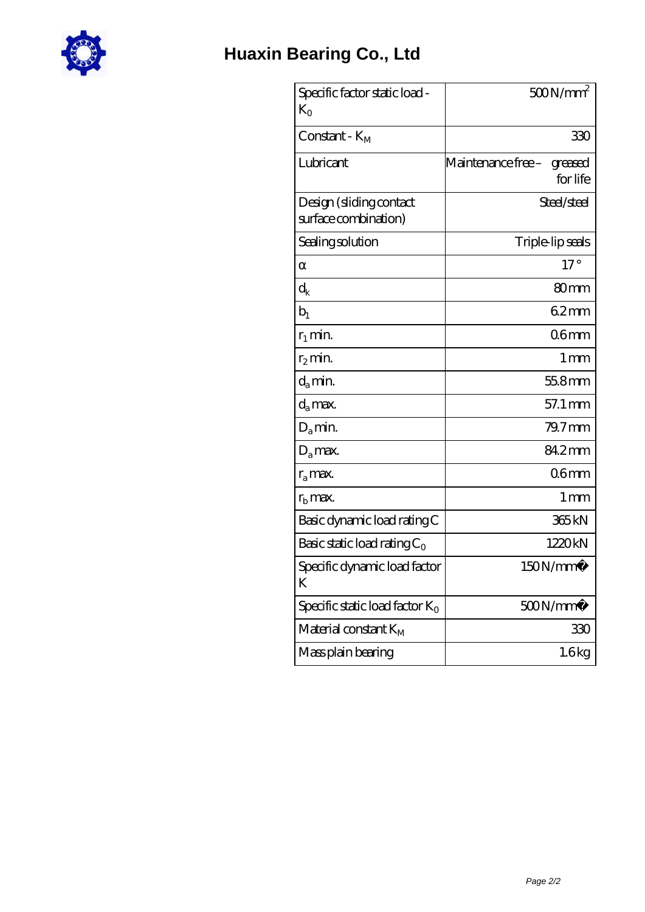# Huaxin Bearing Co., Ltd

| | |
|---|---|
| Specific factor static load - $K_0$ | 500 N/mm$^2$ |
| Constant - $K_M$ | 330 |
| Lubricant | Maintenance free – greased for life |
| Design (sliding contact surface combination) | Steel/steel |
| Sealing solution | Triple-lip seals |
| α | 17 ° |
| $d_k$ | 80 mm |
| $b_1$ | 6.2 mm |
| $r_1$ min. | 0.6 mm |
| $r_2$ min. | 1 mm |
| $d_a$ min. | 55.8 mm |
| $d_a$ max. | 57.1 mm |
| $D_a$ min. | 79.7 mm |
| $D_a$ max. | 84.2 mm |
| $r_a$ max. | 0.6 mm |
| $r_b$ max. | 1 mm |
| Basic dynamic load rating C | 365 kN |
| Basic static load rating $C_0$ | 1220 kN |
| Specific dynamic load factor K | 150 N/mm� |
| Specific static load factor $K_0$ | 500 N/mm� |
| Material constant $K_M$ | 330 |
| Mass plain bearing | 1.6 kg |